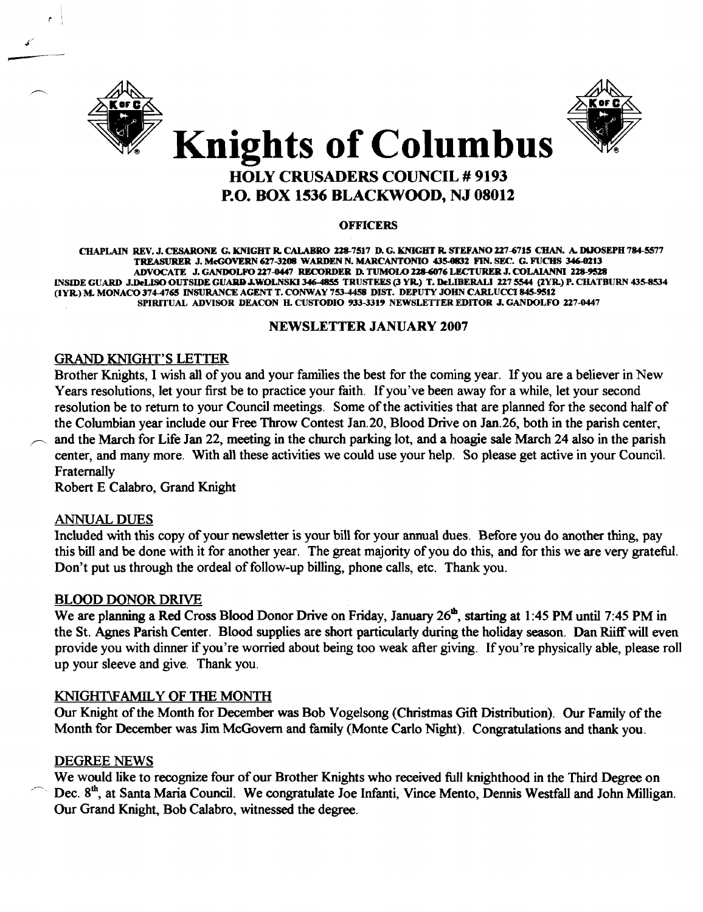# Knights of Columbus

## HOLY CRUSADERS COUNCIL # 9193
## P.O. BOX 1536 BLACKWOOD, NJ 08012

**OFFICERS**

CHAPLAIN REV. J. CESARONE G. KNIGHT R. CALABRO 228-7517 D. G. KNIGHT R. STEFANO 227-6715 CHAN. A. DIJOSEPH 784-5577 TREASURER J. McGOVERN 627-3208 WARDEN N. MARCANTONIO 435-0832 FIN. SEC. G. FUCHS 346-0213 ADVOCATE J. GANDOLFO 227-0447 RECORDER D. TUMOLO 228-6076 LECTURER J. COLAIANNI 228-9528 INSIDE GUARD J.DeLISO OUTSIDE GUARD J.WOLNSKI 346-4855 TRUSTEES (3 YR.) T. DeLIBERALI 227 5544 (2YR.) P. CHATBURN 435-8534 (1YR.) M. MONACO 374-4765 INSURANCE AGENT T. CONWAY 753-4458 DIST. DEPUTY JOHN CARLUCCI 845-9512 SPIRITUAL ADVISOR DEACON H. CUSTODIO 933-3319 NEWSLETTER EDITOR J. GANDOLFO 227-0447

**NEWSLETTER JANUARY 2007**

### GRAND KNIGHT'S LETTER

Brother Knights, I wish all of you and your families the best for the coming year. If you are a believer in New Years resolutions, let your first be to practice your faith. If you've been away for a while, let your second resolution be to return to your Council meetings. Some of the activities that are planned for the second half of the Columbian year include our Free Throw Contest Jan.20, Blood Drive on Jan.26, both in the parish center, and the March for Life Jan 22, meeting in the church parking lot, and a hoagie sale March 24 also in the parish center, and many more. With all these activities we could use your help. So please get active in your Council.
Fraternally
Robert E Calabro, Grand Knight

### ANNUAL DUES

Included with this copy of your newsletter is your bill for your annual dues. Before you do another thing, pay this bill and be done with it for another year. The great majority of you do this, and for this we are very grateful. Don't put us through the ordeal of follow-up billing, phone calls, etc. Thank you.

### BLOOD DONOR DRIVE

We are planning a Red Cross Blood Donor Drive on Friday, January 26th, starting at 1:45 PM until 7:45 PM in the St. Agnes Parish Center. Blood supplies are short particularly during the holiday season. Dan Riiff will even provide you with dinner if you're worried about being too weak after giving. If you're physically able, please roll up your sleeve and give. Thank you.

### KNIGHT\FAMILY OF THE MONTH

Our Knight of the Month for December was Bob Vogelsong (Christmas Gift Distribution). Our Family of the Month for December was Jim McGovern and family (Monte Carlo Night). Congratulations and thank you.

### DEGREE NEWS

We would like to recognize four of our Brother Knights who received full knighthood in the Third Degree on Dec. 8th, at Santa Maria Council. We congratulate Joe Infanti, Vince Mento, Dennis Westfall and John Milligan. Our Grand Knight, Bob Calabro, witnessed the degree.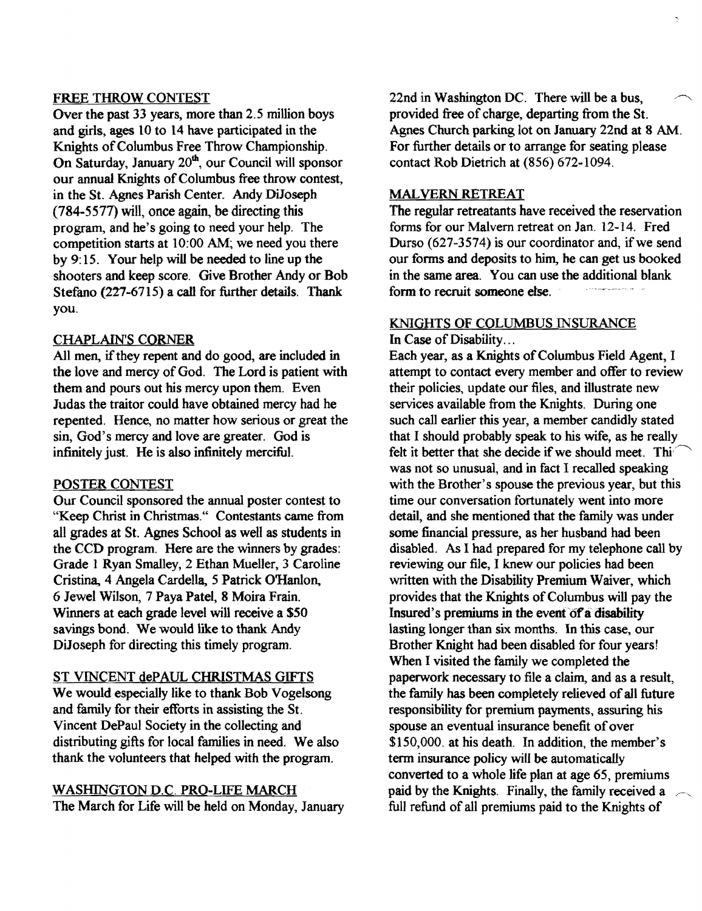## FREE THROW CONTEST

Over the past 33 years, more than 2.5 million boys and girls, ages 10 to 14 have participated in the Knights of Columbus Free Throw Championship. On Saturday, January 20th, our Council will sponsor our annual Knights of Columbus free throw contest, in the St. Agnes Parish Center. Andy DiJoseph (784-5577) will, once again, be directing this program, and he's going to need your help. The competition starts at 10:00 AM; we need you there by 9:15. Your help will be needed to line up the shooters and keep score. Give Brother Andy or Bob Stefano (227-6715) a call for further details. Thank you.

## CHAPLAIN'S CORNER

All men, if they repent and do good, are included in the love and mercy of God. The Lord is patient with them and pours out his mercy upon them. Even Judas the traitor could have obtained mercy had he repented. Hence, no matter how serious or great the sin, God's mercy and love are greater. God is infinitely just. He is also infinitely merciful.

## POSTER CONTEST

Our Council sponsored the annual poster contest to "Keep Christ in Christmas." Contestants came from all grades at St. Agnes School as well as students in the CCD program. Here are the winners by grades: Grade 1 Ryan Smalley, 2 Ethan Mueller, 3 Caroline Cristina, 4 Angela Cardella, 5 Patrick O'Hanlon, 6 Jewel Wilson, 7 Paya Patel, 8 Moira Frain. Winners at each grade level will receive a $50 savings bond. We would like to thank Andy DiJoseph for directing this timely program.

## ST VINCENT dePAUL CHRISTMAS GIFTS

We would especially like to thank Bob Vogelsong and family for their efforts in assisting the St. Vincent DePaul Society in the collecting and distributing gifts for local families in need. We also thank the volunteers that helped with the program.

## WASHINGTON D.C. PRO-LIFE MARCH

The March for Life will be held on Monday, January 22nd in Washington DC. There will be a bus, provided free of charge, departing from the St. Agnes Church parking lot on January 22nd at 8 AM. For further details or to arrange for seating please contact Rob Dietrich at (856) 672-1094.

## MALVERN RETREAT

The regular retreatants have received the reservation forms for our Malvern retreat on Jan. 12-14. Fred Durso (627-3574) is our coordinator and, if we send our forms and deposits to him, he can get us booked in the same area. You can use the additional blank form to recruit someone else.

## KNIGHTS OF COLUMBUS INSURANCE

In Case of Disability...

Each year, as a Knights of Columbus Field Agent, I attempt to contact every member and offer to review their policies, update our files, and illustrate new services available from the Knights. During one such call earlier this year, a member candidly stated that I should probably speak to his wife, as he really felt it better that she decide if we should meet. This was not so unusual, and in fact I recalled speaking with the Brother's spouse the previous year, but this time our conversation fortunately went into more detail, and she mentioned that the family was under some financial pressure, as her husband had been disabled. As I had prepared for my telephone call by reviewing our file, I knew our policies had been written with the Disability Premium Waiver, which provides that the Knights of Columbus will pay the Insured's premiums in the event of a disability lasting longer than six months. In this case, our Brother Knight had been disabled for four years! When I visited the family we completed the paperwork necessary to file a claim, and as a result, the family has been completely relieved of all future responsibility for premium payments, assuring his spouse an eventual insurance benefit of over $150,000. at his death. In addition, the member's term insurance policy will be automatically converted to a whole life plan at age 65, premiums paid by the Knights. Finally, the family received a full refund of all premiums paid to the Knights of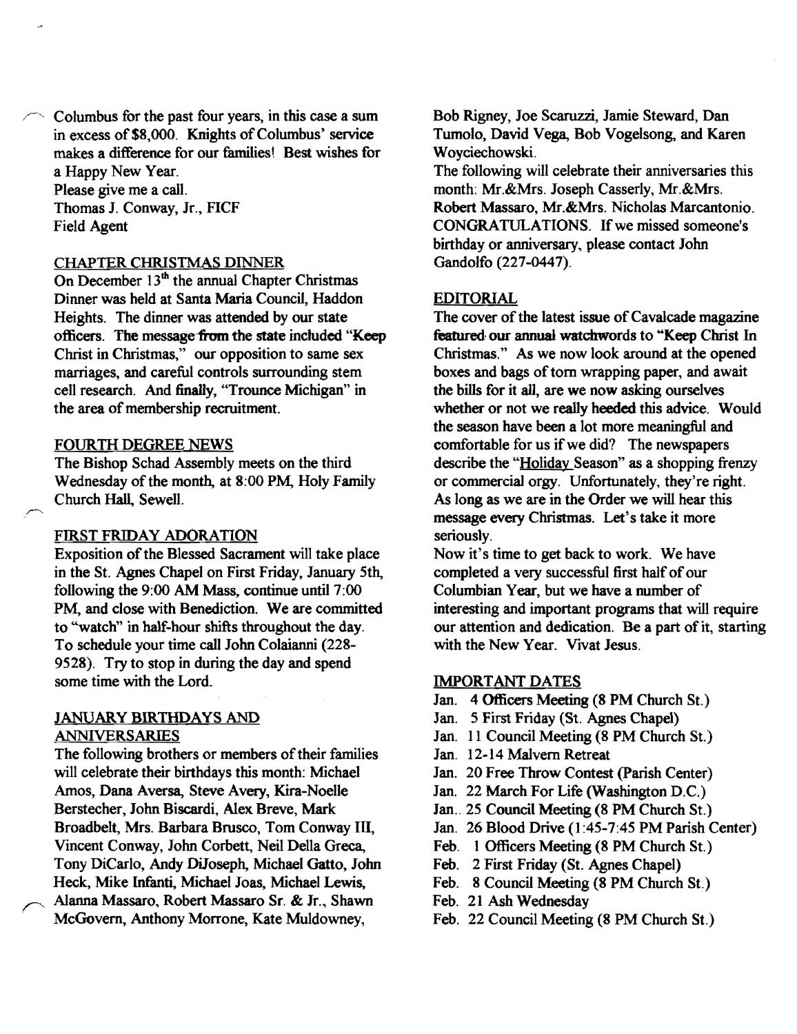Columbus for the past four years, in this case a sum in excess of $8,000. Knights of Columbus' service makes a difference for our families! Best wishes for a Happy New Year.
Please give me a call.
Thomas J. Conway, Jr., FICF
Field Agent

## CHAPTER CHRISTMAS DINNER

On December 13th the annual Chapter Christmas Dinner was held at Santa Maria Council, Haddon Heights. The dinner was attended by our state officers. The message from the state included "Keep Christ in Christmas," our opposition to same sex marriages, and careful controls surrounding stem cell research. And finally, "Trounce Michigan" in the area of membership recruitment.

## FOURTH DEGREE NEWS

The Bishop Schad Assembly meets on the third Wednesday of the month, at 8:00 PM, Holy Family Church Hall, Sewell.

## FIRST FRIDAY ADORATION

Exposition of the Blessed Sacrament will take place in the St. Agnes Chapel on First Friday, January 5th, following the 9:00 AM Mass, continue until 7:00 PM, and close with Benediction. We are committed to "watch" in half-hour shifts throughout the day. To schedule your time call John Colaianni (228-9528). Try to stop in during the day and spend some time with the Lord.

## JANUARY BIRTHDAYS AND ANNIVERSARIES

The following brothers or members of their families will celebrate their birthdays this month: Michael Amos, Dana Aversa, Steve Avery, Kira-Noelle Berstecher, John Biscardi, Alex Breve, Mark Broadbelt, Mrs. Barbara Brusco, Tom Conway III, Vincent Conway, John Corbett, Neil Della Greca, Tony DiCarlo, Andy DiJoseph, Michael Gatto, John Heck, Mike Infanti, Michael Joas, Michael Lewis, Alanna Massaro, Robert Massaro Sr. & Jr., Shawn McGovern, Anthony Morrone, Kate Muldowney, Bob Rigney, Joe Scaruzzi, Jamie Steward, Dan Tumolo, David Vega, Bob Vogelsong, and Karen Woyciechowski.

The following will celebrate their anniversaries this month: Mr.&Mrs. Joseph Casserly, Mr.&Mrs. Robert Massaro, Mr.&Mrs. Nicholas Marcantonio. CONGRATULATIONS. If we missed someone's birthday or anniversary, please contact John Gandolfo (227-0447).

## EDITORIAL

The cover of the latest issue of Cavalcade magazine featured our annual watchwords to "Keep Christ In Christmas." As we now look around at the opened boxes and bags of torn wrapping paper, and await the bills for it all, are we now asking ourselves whether or not we really heeded this advice. Would the season have been a lot more meaningful and comfortable for us if we did? The newspapers describe the "Holiday Season" as a shopping frenzy or commercial orgy. Unfortunately, they're right. As long as we are in the Order we will hear this message every Christmas. Let's take it more seriously.

Now it's time to get back to work. We have completed a very successful first half of our Columbian Year, but we have a number of interesting and important programs that will require our attention and dedication. Be a part of it, starting with the New Year. Vivat Jesus.

## IMPORTANT DATES

- Jan. 4 Officers Meeting (8 PM Church St.)
- Jan. 5 First Friday (St. Agnes Chapel)
- Jan. 11 Council Meeting (8 PM Church St.)
- Jan. 12-14 Malvern Retreat
- Jan. 20 Free Throw Contest (Parish Center)
- Jan. 22 March For Life (Washington D.C.)
- Jan.. 25 Council Meeting (8 PM Church St.)
- Jan. 26 Blood Drive (1:45-7:45 PM Parish Center)
- Feb. 1 Officers Meeting (8 PM Church St.)
- Feb. 2 First Friday (St. Agnes Chapel)
- Feb. 8 Council Meeting (8 PM Church St.)
- Feb. 21 Ash Wednesday
- Feb. 22 Council Meeting (8 PM Church St.)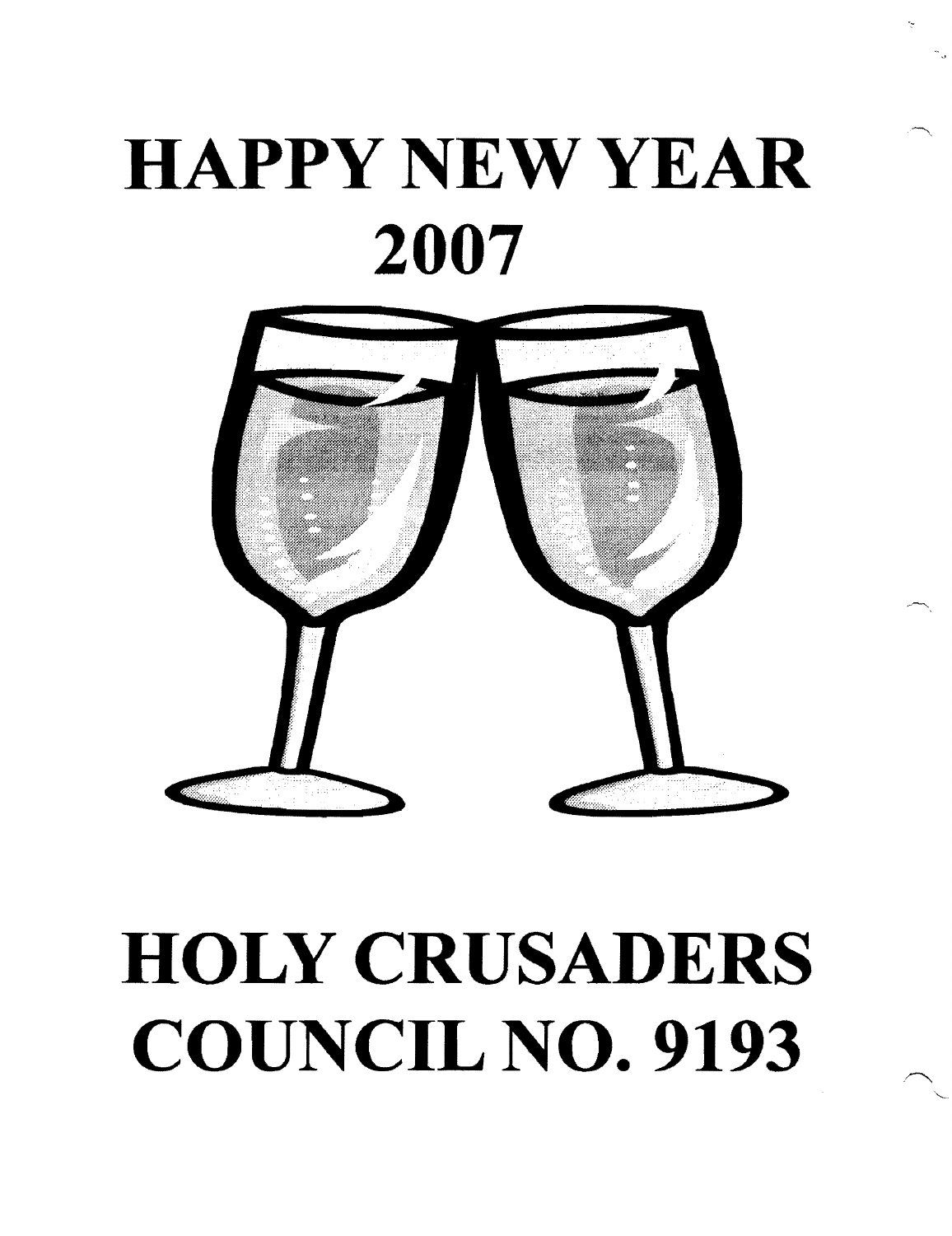# HAPPY NEW YEAR 2007

# HOLY CRUSADERS COUNCIL NO. 9193